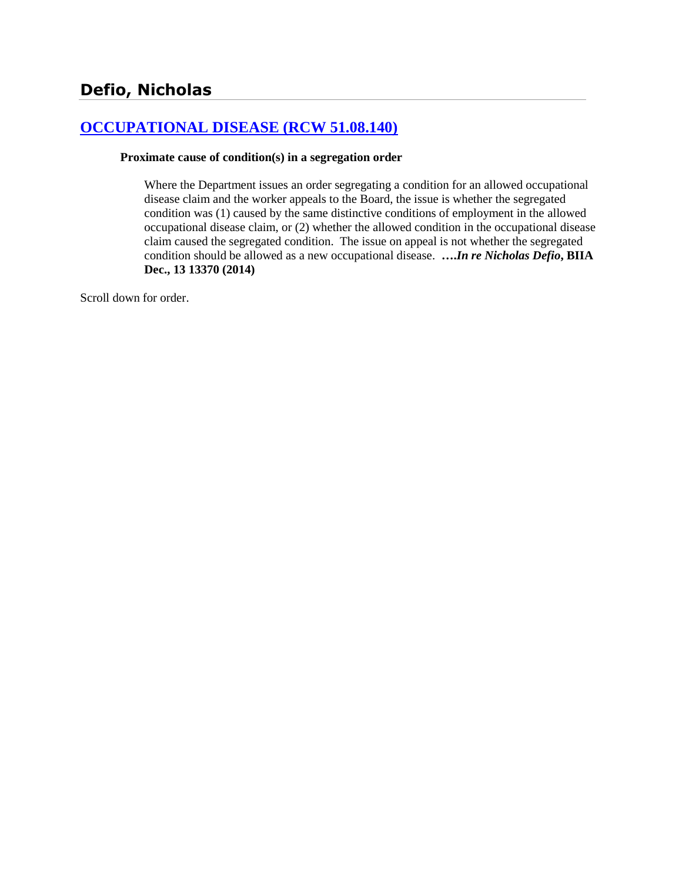## Defio, Nicholas

### [OCCUPATIONAL DISEASE (RCW 51.08.140)]

**Proximate cause of condition(s) in a segregation order**

Where the Department issues an order segregating a condition for an allowed occupational disease claim and the worker appeals to the Board, the issue is whether the segregated condition was (1) caused by the same distinctive conditions of employment in the allowed occupational disease claim, or (2) whether the allowed condition in the occupational disease claim caused the segregated condition. The issue on appeal is not whether the segregated condition should be allowed as a new occupational disease. **….*In re Nicholas Defio*, BIIA Dec., 13 13370 (2014)**

Scroll down for order.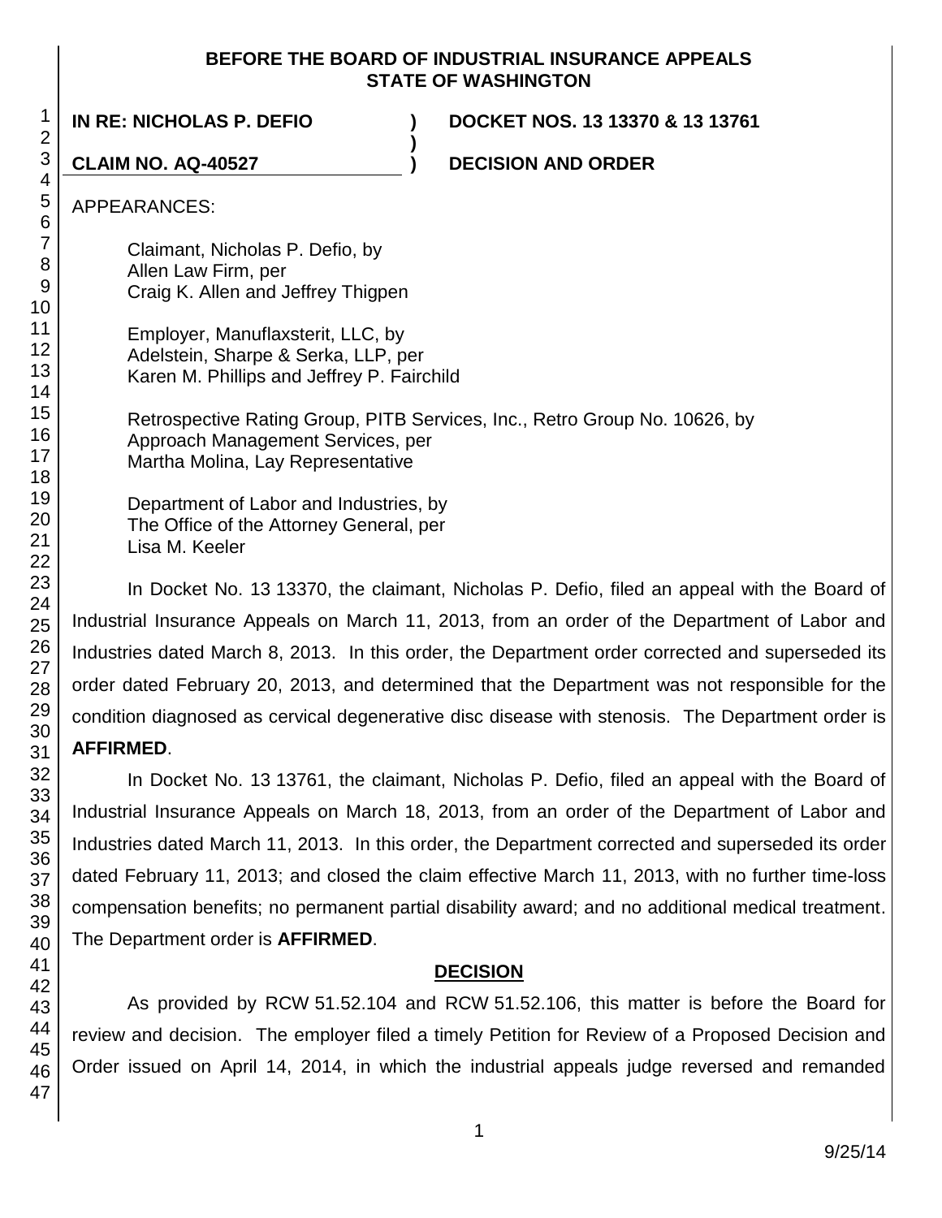**BEFORE THE BOARD OF INDUSTRIAL INSURANCE APPEALS**
**STATE OF WASHINGTON**

**IN RE: NICHOLAS P. DEFIO** ) **DOCKET NOS. 13 13370 & 13 13761**
)
**CLAIM NO. AQ-40527** ) **DECISION AND ORDER**

APPEARANCES:

Claimant, Nicholas P. Defio, by
Allen Law Firm, per
Craig K. Allen and Jeffrey Thigpen

Employer, Manuflaxsterit, LLC, by
Adelstein, Sharpe & Serka, LLP, per
Karen M. Phillips and Jeffrey P. Fairchild

Retrospective Rating Group, PITB Services, Inc., Retro Group No. 10626, by
Approach Management Services, per
Martha Molina, Lay Representative

Department of Labor and Industries, by
The Office of the Attorney General, per
Lisa M. Keeler

In Docket No. 13 13370, the claimant, Nicholas P. Defio, filed an appeal with the Board of Industrial Insurance Appeals on March 11, 2013, from an order of the Department of Labor and Industries dated March 8, 2013. In this order, the Department order corrected and superseded its order dated February 20, 2013, and determined that the Department was not responsible for the condition diagnosed as cervical degenerative disc disease with stenosis. The Department order is **AFFIRMED**.

In Docket No. 13 13761, the claimant, Nicholas P. Defio, filed an appeal with the Board of Industrial Insurance Appeals on March 18, 2013, from an order of the Department of Labor and Industries dated March 11, 2013. In this order, the Department corrected and superseded its order dated February 11, 2013; and closed the claim effective March 11, 2013, with no further time-loss compensation benefits; no permanent partial disability award; and no additional medical treatment. The Department order is **AFFIRMED**.

## DECISION

As provided by RCW 51.52.104 and RCW 51.52.106, this matter is before the Board for review and decision. The employer filed a timely Petition for Review of a Proposed Decision and Order issued on April 14, 2014, in which the industrial appeals judge reversed and remanded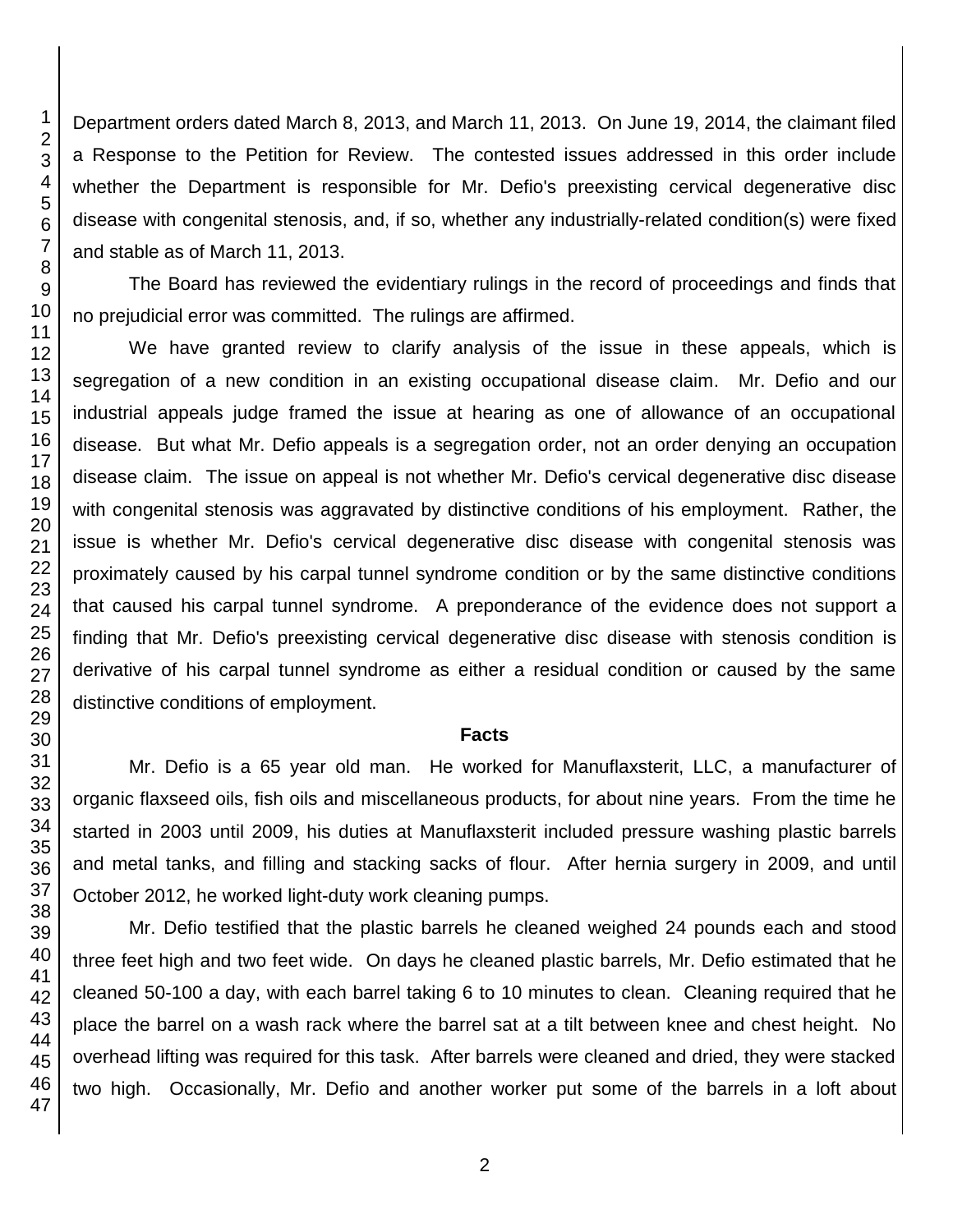Department orders dated March 8, 2013, and March 11, 2013. On June 19, 2014, the claimant filed a Response to the Petition for Review. The contested issues addressed in this order include whether the Department is responsible for Mr. Defio's preexisting cervical degenerative disc disease with congenital stenosis, and, if so, whether any industrially-related condition(s) were fixed and stable as of March 11, 2013.

The Board has reviewed the evidentiary rulings in the record of proceedings and finds that no prejudicial error was committed. The rulings are affirmed.

We have granted review to clarify analysis of the issue in these appeals, which is segregation of a new condition in an existing occupational disease claim. Mr. Defio and our industrial appeals judge framed the issue at hearing as one of allowance of an occupational disease. But what Mr. Defio appeals is a segregation order, not an order denying an occupation disease claim. The issue on appeal is not whether Mr. Defio's cervical degenerative disc disease with congenital stenosis was aggravated by distinctive conditions of his employment. Rather, the issue is whether Mr. Defio's cervical degenerative disc disease with congenital stenosis was proximately caused by his carpal tunnel syndrome condition or by the same distinctive conditions that caused his carpal tunnel syndrome. A preponderance of the evidence does not support a finding that Mr. Defio's preexisting cervical degenerative disc disease with stenosis condition is derivative of his carpal tunnel syndrome as either a residual condition or caused by the same distinctive conditions of employment.

**Facts**

Mr. Defio is a 65 year old man. He worked for Manuflaxsterit, LLC, a manufacturer of organic flaxseed oils, fish oils and miscellaneous products, for about nine years. From the time he started in 2003 until 2009, his duties at Manuflaxsterit included pressure washing plastic barrels and metal tanks, and filling and stacking sacks of flour. After hernia surgery in 2009, and until October 2012, he worked light-duty work cleaning pumps.

Mr. Defio testified that the plastic barrels he cleaned weighed 24 pounds each and stood three feet high and two feet wide. On days he cleaned plastic barrels, Mr. Defio estimated that he cleaned 50-100 a day, with each barrel taking 6 to 10 minutes to clean. Cleaning required that he place the barrel on a wash rack where the barrel sat at a tilt between knee and chest height. No overhead lifting was required for this task. After barrels were cleaned and dried, they were stacked two high. Occasionally, Mr. Defio and another worker put some of the barrels in a loft about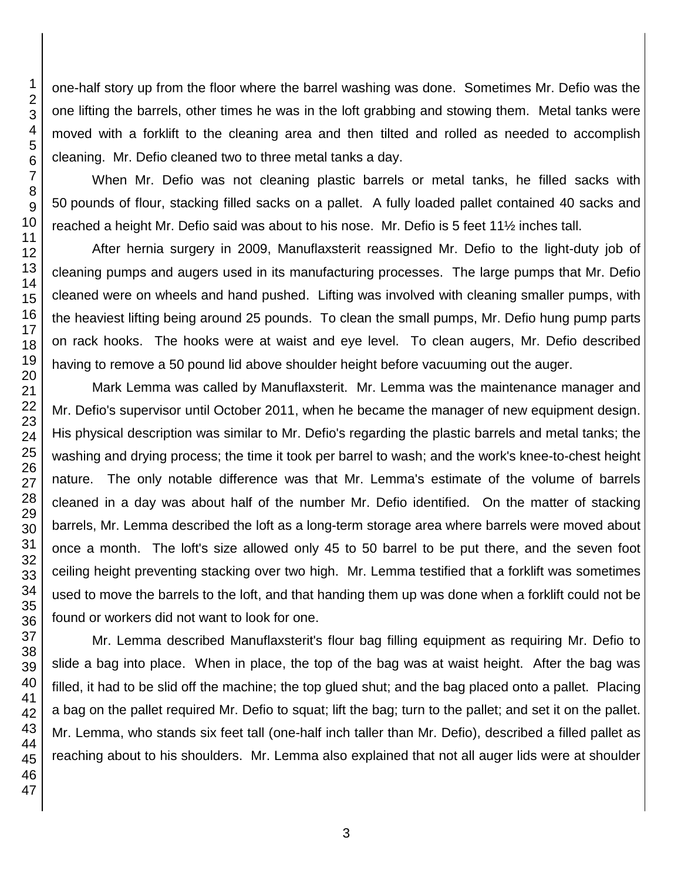one-half story up from the floor where the barrel washing was done. Sometimes Mr. Defio was the one lifting the barrels, other times he was in the loft grabbing and stowing them. Metal tanks were moved with a forklift to the cleaning area and then tilted and rolled as needed to accomplish cleaning. Mr. Defio cleaned two to three metal tanks a day.

When Mr. Defio was not cleaning plastic barrels or metal tanks, he filled sacks with 50 pounds of flour, stacking filled sacks on a pallet. A fully loaded pallet contained 40 sacks and reached a height Mr. Defio said was about to his nose. Mr. Defio is 5 feet 11½ inches tall.

After hernia surgery in 2009, Manuflaxsterit reassigned Mr. Defio to the light-duty job of cleaning pumps and augers used in its manufacturing processes. The large pumps that Mr. Defio cleaned were on wheels and hand pushed. Lifting was involved with cleaning smaller pumps, with the heaviest lifting being around 25 pounds. To clean the small pumps, Mr. Defio hung pump parts on rack hooks. The hooks were at waist and eye level. To clean augers, Mr. Defio described having to remove a 50 pound lid above shoulder height before vacuuming out the auger.

Mark Lemma was called by Manuflaxsterit. Mr. Lemma was the maintenance manager and Mr. Defio's supervisor until October 2011, when he became the manager of new equipment design. His physical description was similar to Mr. Defio's regarding the plastic barrels and metal tanks; the washing and drying process; the time it took per barrel to wash; and the work's knee-to-chest height nature. The only notable difference was that Mr. Lemma's estimate of the volume of barrels cleaned in a day was about half of the number Mr. Defio identified. On the matter of stacking barrels, Mr. Lemma described the loft as a long-term storage area where barrels were moved about once a month. The loft's size allowed only 45 to 50 barrel to be put there, and the seven foot ceiling height preventing stacking over two high. Mr. Lemma testified that a forklift was sometimes used to move the barrels to the loft, and that handing them up was done when a forklift could not be found or workers did not want to look for one.

Mr. Lemma described Manuflaxsterit's flour bag filling equipment as requiring Mr. Defio to slide a bag into place. When in place, the top of the bag was at waist height. After the bag was filled, it had to be slid off the machine; the top glued shut; and the bag placed onto a pallet. Placing a bag on the pallet required Mr. Defio to squat; lift the bag; turn to the pallet; and set it on the pallet. Mr. Lemma, who stands six feet tall (one-half inch taller than Mr. Defio), described a filled pallet as reaching about to his shoulders. Mr. Lemma also explained that not all auger lids were at shoulder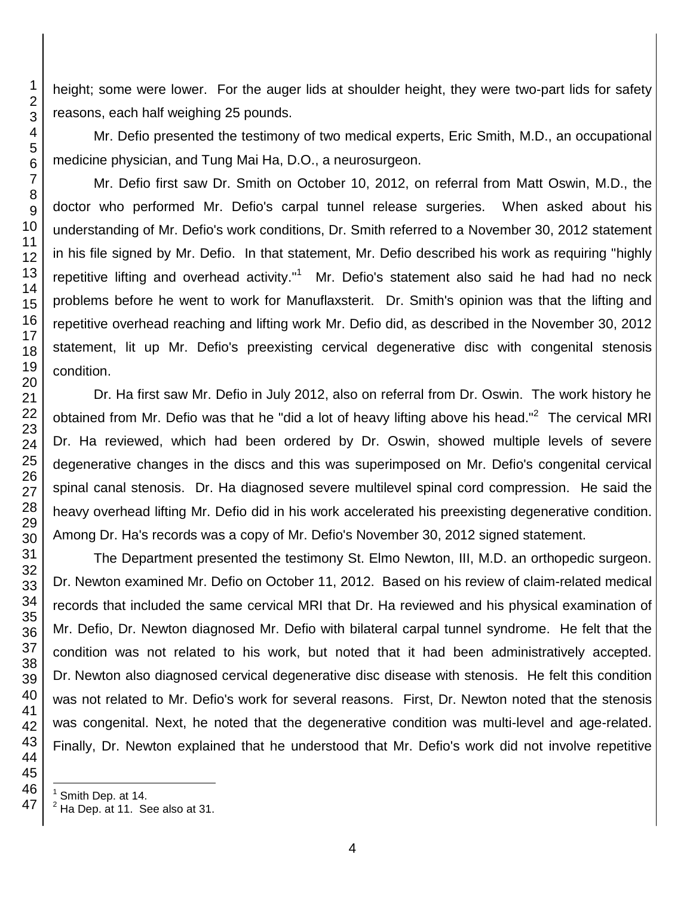height; some were lower. For the auger lids at shoulder height, they were two-part lids for safety reasons, each half weighing 25 pounds.

Mr. Defio presented the testimony of two medical experts, Eric Smith, M.D., an occupational medicine physician, and Tung Mai Ha, D.O., a neurosurgeon.

Mr. Defio first saw Dr. Smith on October 10, 2012, on referral from Matt Oswin, M.D., the doctor who performed Mr. Defio's carpal tunnel release surgeries. When asked about his understanding of Mr. Defio's work conditions, Dr. Smith referred to a November 30, 2012 statement in his file signed by Mr. Defio. In that statement, Mr. Defio described his work as requiring "highly repetitive lifting and overhead activity."[1] Mr. Defio's statement also said he had had no neck problems before he went to work for Manuflaxsterit. Dr. Smith's opinion was that the lifting and repetitive overhead reaching and lifting work Mr. Defio did, as described in the November 30, 2012 statement, lit up Mr. Defio's preexisting cervical degenerative disc with congenital stenosis condition.

Dr. Ha first saw Mr. Defio in July 2012, also on referral from Dr. Oswin. The work history he obtained from Mr. Defio was that he "did a lot of heavy lifting above his head."[2] The cervical MRI Dr. Ha reviewed, which had been ordered by Dr. Oswin, showed multiple levels of severe degenerative changes in the discs and this was superimposed on Mr. Defio's congenital cervical spinal canal stenosis. Dr. Ha diagnosed severe multilevel spinal cord compression. He said the heavy overhead lifting Mr. Defio did in his work accelerated his preexisting degenerative condition. Among Dr. Ha's records was a copy of Mr. Defio's November 30, 2012 signed statement.

The Department presented the testimony St. Elmo Newton, III, M.D. an orthopedic surgeon. Dr. Newton examined Mr. Defio on October 11, 2012. Based on his review of claim-related medical records that included the same cervical MRI that Dr. Ha reviewed and his physical examination of Mr. Defio, Dr. Newton diagnosed Mr. Defio with bilateral carpal tunnel syndrome. He felt that the condition was not related to his work, but noted that it had been administratively accepted. Dr. Newton also diagnosed cervical degenerative disc disease with stenosis. He felt this condition was not related to Mr. Defio's work for several reasons. First, Dr. Newton noted that the stenosis was congenital. Next, he noted that the degenerative condition was multi-level and age-related. Finally, Dr. Newton explained that he understood that Mr. Defio's work did not involve repetitive

---

[1] Smith Dep. at 14.

[2] Ha Dep. at 11. See also at 31.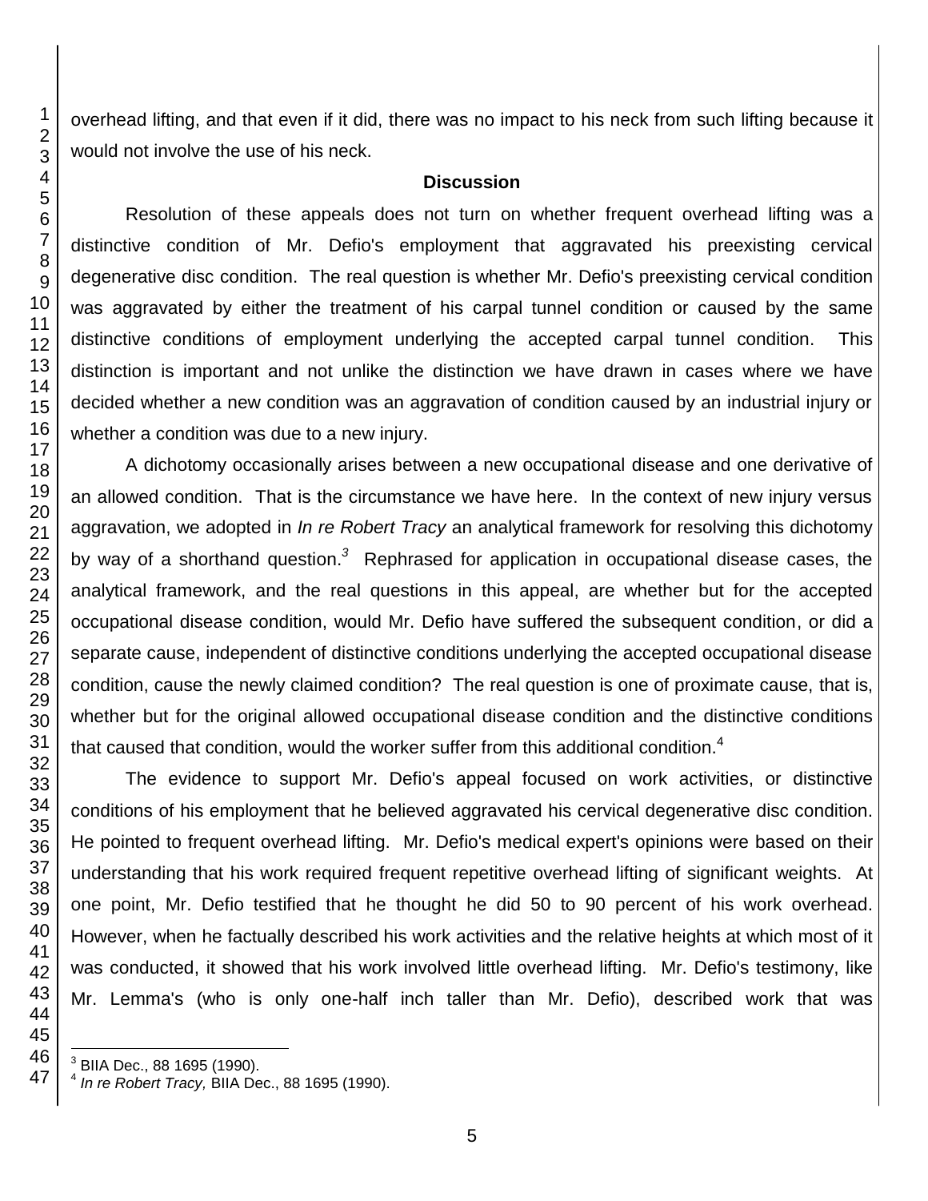overhead lifting, and that even if it did, there was no impact to his neck from such lifting because it would not involve the use of his neck.

## Discussion

Resolution of these appeals does not turn on whether frequent overhead lifting was a distinctive condition of Mr. Defio's employment that aggravated his preexisting cervical degenerative disc condition. The real question is whether Mr. Defio's preexisting cervical condition was aggravated by either the treatment of his carpal tunnel condition or caused by the same distinctive conditions of employment underlying the accepted carpal tunnel condition. This distinction is important and not unlike the distinction we have drawn in cases where we have decided whether a new condition was an aggravation of condition caused by an industrial injury or whether a condition was due to a new injury.

A dichotomy occasionally arises between a new occupational disease and one derivative of an allowed condition. That is the circumstance we have here. In the context of new injury versus aggravation, we adopted in *In re Robert Tracy* an analytical framework for resolving this dichotomy by way of a shorthand question.[3] Rephrased for application in occupational disease cases, the analytical framework, and the real questions in this appeal, are whether but for the accepted occupational disease condition, would Mr. Defio have suffered the subsequent condition, or did a separate cause, independent of distinctive conditions underlying the accepted occupational disease condition, cause the newly claimed condition? The real question is one of proximate cause, that is, whether but for the original allowed occupational disease condition and the distinctive conditions that caused that condition, would the worker suffer from this additional condition.[4]

The evidence to support Mr. Defio's appeal focused on work activities, or distinctive conditions of his employment that he believed aggravated his cervical degenerative disc condition. He pointed to frequent overhead lifting. Mr. Defio's medical expert's opinions were based on their understanding that his work required frequent repetitive overhead lifting of significant weights. At one point, Mr. Defio testified that he thought he did 50 to 90 percent of his work overhead. However, when he factually described his work activities and the relative heights at which most of it was conducted, it showed that his work involved little overhead lifting. Mr. Defio's testimony, like Mr. Lemma's (who is only one-half inch taller than Mr. Defio), described work that was

[3] BIIA Dec., 88 1695 (1990).

[4] *In re Robert Tracy,* BIIA Dec., 88 1695 (1990).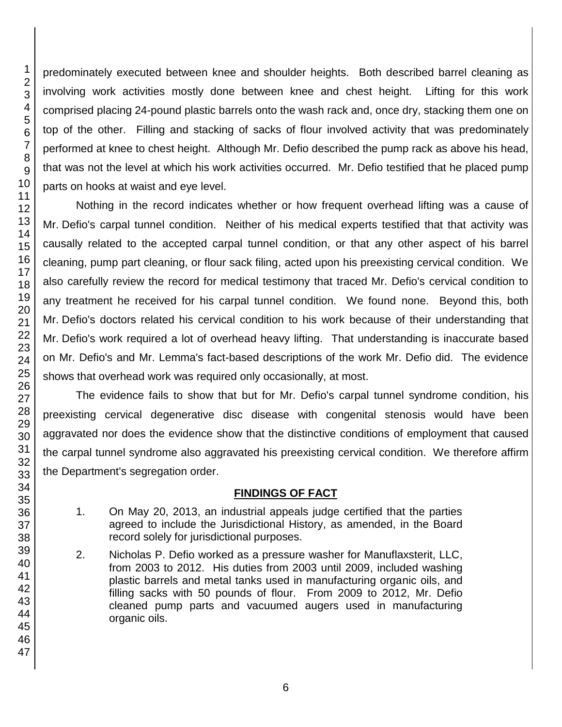predominately executed between knee and shoulder heights. Both described barrel cleaning as involving work activities mostly done between knee and chest height. Lifting for this work comprised placing 24-pound plastic barrels onto the wash rack and, once dry, stacking them one on top of the other. Filling and stacking of sacks of flour involved activity that was predominately performed at knee to chest height. Although Mr. Defio described the pump rack as above his head, that was not the level at which his work activities occurred. Mr. Defio testified that he placed pump parts on hooks at waist and eye level.

Nothing in the record indicates whether or how frequent overhead lifting was a cause of Mr. Defio's carpal tunnel condition. Neither of his medical experts testified that that activity was causally related to the accepted carpal tunnel condition, or that any other aspect of his barrel cleaning, pump part cleaning, or flour sack filing, acted upon his preexisting cervical condition. We also carefully review the record for medical testimony that traced Mr. Defio's cervical condition to any treatment he received for his carpal tunnel condition. We found none. Beyond this, both Mr. Defio's doctors related his cervical condition to his work because of their understanding that Mr. Defio's work required a lot of overhead heavy lifting. That understanding is inaccurate based on Mr. Defio's and Mr. Lemma's fact-based descriptions of the work Mr. Defio did. The evidence shows that overhead work was required only occasionally, at most.

The evidence fails to show that but for Mr. Defio's carpal tunnel syndrome condition, his preexisting cervical degenerative disc disease with congenital stenosis would have been aggravated nor does the evidence show that the distinctive conditions of employment that caused the carpal tunnel syndrome also aggravated his preexisting cervical condition. We therefore affirm the Department's segregation order.

## FINDINGS OF FACT

1. On May 20, 2013, an industrial appeals judge certified that the parties agreed to include the Jurisdictional History, as amended, in the Board record solely for jurisdictional purposes.

2. Nicholas P. Defio worked as a pressure washer for Manuflaxsterit, LLC, from 2003 to 2012. His duties from 2003 until 2009, included washing plastic barrels and metal tanks used in manufacturing organic oils, and filling sacks with 50 pounds of flour. From 2009 to 2012, Mr. Defio cleaned pump parts and vacuumed augers used in manufacturing organic oils.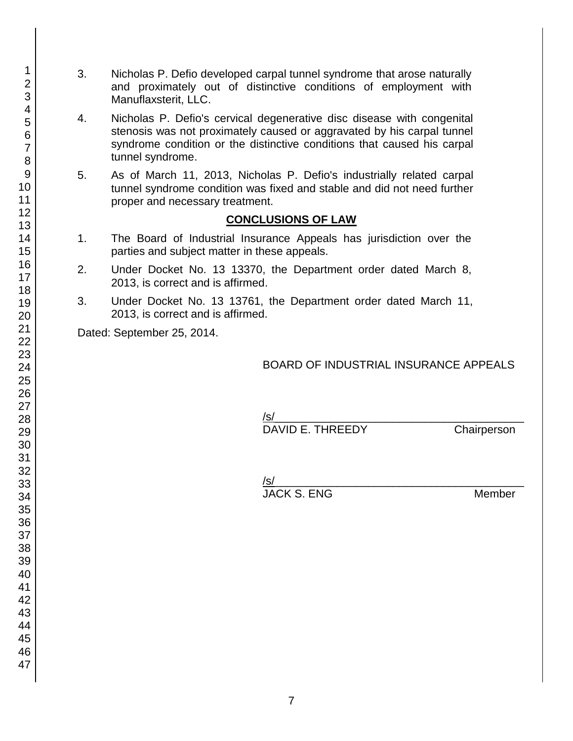3. Nicholas P. Defio developed carpal tunnel syndrome that arose naturally and proximately out of distinctive conditions of employment with Manuflaxsterit, LLC.

4. Nicholas P. Defio's cervical degenerative disc disease with congenital stenosis was not proximately caused or aggravated by his carpal tunnel syndrome condition or the distinctive conditions that caused his carpal tunnel syndrome.

5. As of March 11, 2013, Nicholas P. Defio's industrially related carpal tunnel syndrome condition was fixed and stable and did not need further proper and necessary treatment.

## CONCLUSIONS OF LAW

1. The Board of Industrial Insurance Appeals has jurisdiction over the parties and subject matter in these appeals.

2. Under Docket No. 13 13370, the Department order dated March 8, 2013, is correct and is affirmed.

3. Under Docket No. 13 13761, the Department order dated March 11, 2013, is correct and is affirmed.

Dated: September 25, 2014.

BOARD OF INDUSTRIAL INSURANCE APPEALS

/s/________________________________________
DAVID E. THREEDY Chairperson

/s/________________________________________
JACK S. ENG Member